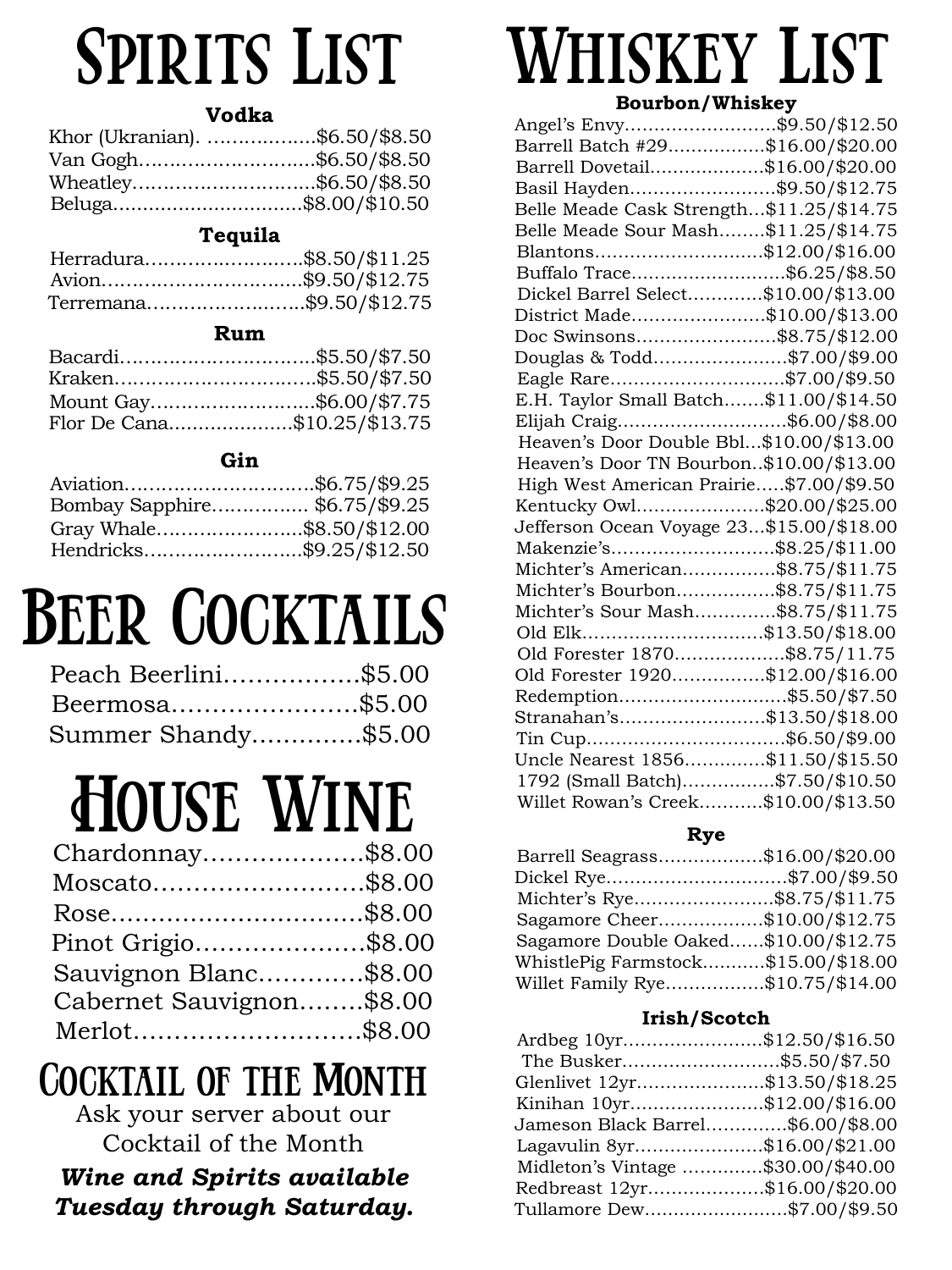# Spirits List

### Vodka

Khor (Ukranian). ..................$6.50/$8.50
Van Gogh.............................$6.50/$8.50
Wheatley..............................$6.50/$8.50
Beluga...............................$8.00/$10.50

### Tequila

Herradura..........................$8.50/$11.25
Avion.................................$9.50/$12.75
Terremana..........................$9.50/$12.75

### Rum

Bacardi...............................$5.50/$7.50
Kraken................................$5.50/$7.50
Mount Gay...........................$6.00/$7.75
Flor De Cana.....................$10.25/$13.75

### Gin

Aviation..............................$6.75/$9.25
Bombay Sapphire................ $6.75/$9.25
Gray Whale........................$8.50/$12.00
Hendricks..........................$9.25/$12.50

# Beer Cocktails

Peach Beerlini.................$5.00
Beermosa.......................$5.00
Summer Shandy.............$5.00

# House Wine

Chardonnay....................$8.00
Moscato..........................$8.00
Rose...............................$8.00
Pinot Grigio.....................$8.00
Sauvignon Blanc.............$8.00
Cabernet Sauvignon........$8.00
Merlot............................$8.00

## Cocktail of the Month

Ask your server about our Cocktail of the Month

***Wine and Spirits available Tuesday through Saturday.***

# Whiskey List

### Bourbon/Whiskey

Angel's Envy..........................$9.50/$12.50
Barrell Batch #29.................$16.00/$20.00
Barrell Dovetail...................$16.00/$20.00
Basil Hayden.........................$9.50/$12.75
Belle Meade Cask Strength...$11.25/$14.75
Belle Meade Sour Mash........$11.25/$14.75
Blantons............................$12.00/$16.00
Buffalo Trace..........................$6.25/$8.50
Dickel Barrel Select.............$10.00/$13.00
District Made.......................$10.00/$13.00
Doc Swinsons........................$8.75/$12.00
Douglas & Todd.......................$7.00/$9.00
Eagle Rare.............................$7.00/$9.50
E.H. Taylor Small Batch.......$11.00/$14.50
Elijah Craig............................$6.00/$8.00
Heaven's Door Double Bbl...$10.00/$13.00
Heaven's Door TN Bourbon..$10.00/$13.00
High West American Prairie.....$7.00/$9.50
Kentucky Owl......................$20.00/$25.00
Jefferson Ocean Voyage 23...$15.00/$18.00
Makenzie's...........................$8.25/$11.00
Michter's American...............$8.75/$11.75
Michter's Bourbon................$8.75/$11.75
Michter's Sour Mash.............$8.75/$11.75
Old Elk..............................$13.50/$18.00
Old Forester 1870..................$8.75/11.75
Old Forester 1920................$12.00/$16.00
Redemption............................$5.50/$7.50
Stranahan's.........................$13.50/$18.00
Tin Cup.................................$6.50/$9.00
Uncle Nearest 1856.............$11.50/$15.50
1792 (Small Batch)................$7.50/$10.50
Willet Rowan's Creek...........$10.00/$13.50

### Rye

Barrell Seagrass..................$16.00/$20.00
Dickel Rye..............................$7.00/$9.50
Michter's Rye........................$8.75/$11.75
Sagamore Cheer..................$10.00/$12.75
Sagamore Double Oaked......$10.00/$12.75
WhistlePig Farmstock...........$15.00/$18.00
Willet Family Rye.................$10.75/$14.00

### Irish/Scotch

Ardbeg 10yr........................$12.50/$16.50
The Busker..........................$5.50/$7.50
Glenlivet 12yr......................$13.50/$18.25
Kinihan 10yr.......................$12.00/$16.00
Jameson Black Barrel.............$6.00/$8.00
Lagavulin 8yr......................$16.00/$21.00
Midleton's Vintage ..............$30.00/$40.00
Redbreast 12yr....................$16.00/$20.00
Tullamore Dew.........................$7.00/$9.50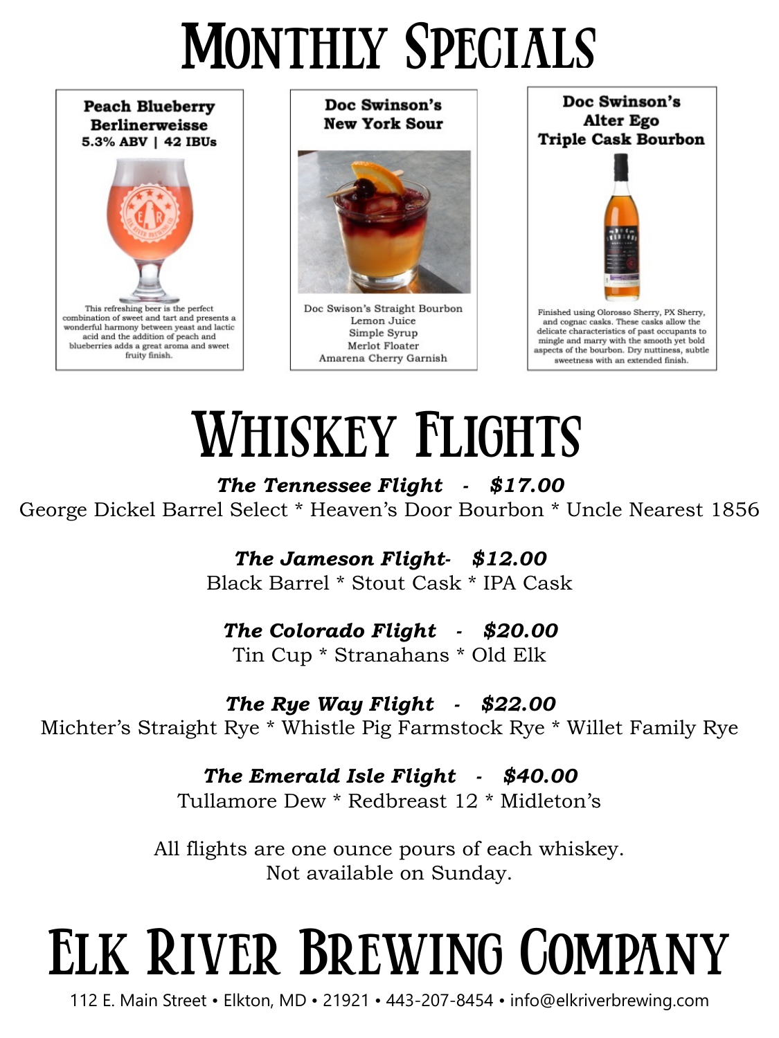# Monthly Specials

### Peach Blueberry Berlinerweisse

5.3% ABV | 42 IBUs

This refreshing beer is the perfect combination of sweet and tart and presents a wonderful harmony between yeast and lactic acid and the addition of peach and blueberries adds a great aroma and sweet fruity finish.

### Doc Swinson's New York Sour

Doc Swison's Straight Bourbon
Lemon Juice
Simple Syrup
Merlot Floater
Amarena Cherry Garnish

### Doc Swinson's Alter Ego Triple Cask Bourbon

Finished using Olorosso Sherry, PX Sherry, and cognac casks. These casks allow the delicate characteristics of past occupants to mingle and marry with the smooth yet bold aspects of the bourbon. Dry nuttiness, subtle sweetness with an extended finish.

# Whiskey Flights

***The Tennessee Flight - $17.00***
George Dickel Barrel Select * Heaven's Door Bourbon * Uncle Nearest 1856

***The Jameson Flight- $12.00***
Black Barrel * Stout Cask * IPA Cask

***The Colorado Flight - $20.00***
Tin Cup * Stranahans * Old Elk

***The Rye Way Flight - $22.00***
Michter's Straight Rye * Whistle Pig Farmstock Rye * Willet Family Rye

***The Emerald Isle Flight - $40.00***
Tullamore Dew * Redbreast 12 * Midleton's

All flights are one ounce pours of each whiskey.
Not available on Sunday.

# Elk River Brewing Company

112 E. Main Street • Elkton, MD • 21921 • 443-207-8454 • info@elkriverbrewing.com